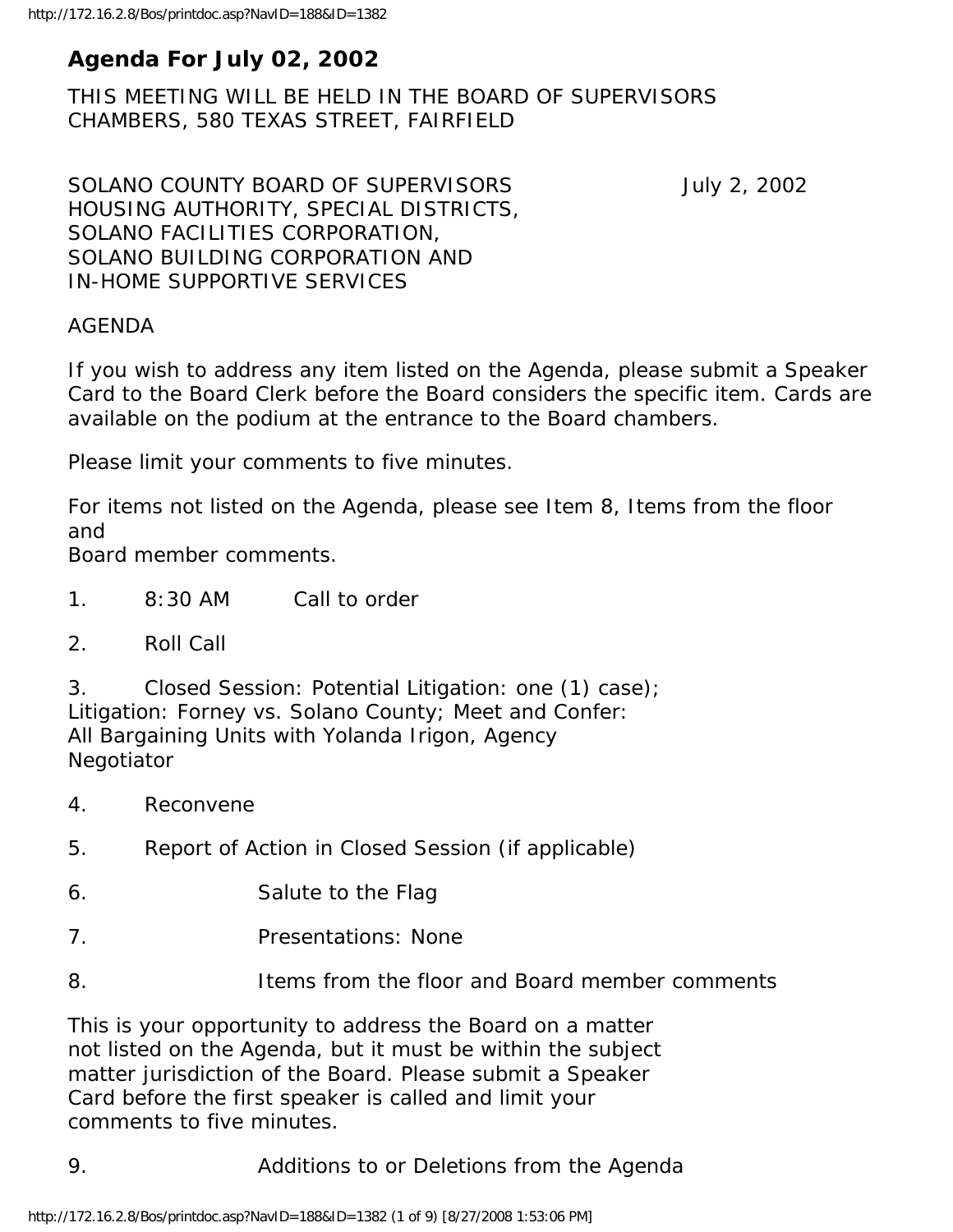# Agenda For July 02, 2002

THIS MEETING WILL BE HELD IN THE BOARD OF SUPERVISORS CHAMBERS, 580 TEXAS STREET, FAIRFIELD

SOLANO COUNTY BOARD OF SUPERVISORS July 2, 2002
HOUSING AUTHORITY, SPECIAL DISTRICTS,
SOLANO FACILITIES CORPORATION,
SOLANO BUILDING CORPORATION AND
IN-HOME SUPPORTIVE SERVICES

AGENDA

If you wish to address any item listed on the Agenda, please submit a Speaker Card to the Board Clerk before the Board considers the specific item. Cards are available on the podium at the entrance to the Board chambers.

Please limit your comments to five minutes.

For items not listed on the Agenda, please see Item 8, Items from the floor and
Board member comments.

1. 8:30 AM Call to order

2. Roll Call

3. Closed Session: Potential Litigation: one (1) case); Litigation: Forney vs. Solano County; Meet and Confer: All Bargaining Units with Yolanda Irigon, Agency Negotiator

4. Reconvene

5. Report of Action in Closed Session (if applicable)

6. Salute to the Flag

7. Presentations: None

8. Items from the floor and Board member comments

This is your opportunity to address the Board on a matter not listed on the Agenda, but it must be within the subject matter jurisdiction of the Board. Please submit a Speaker Card before the first speaker is called and limit your comments to five minutes.

9. Additions to or Deletions from the Agenda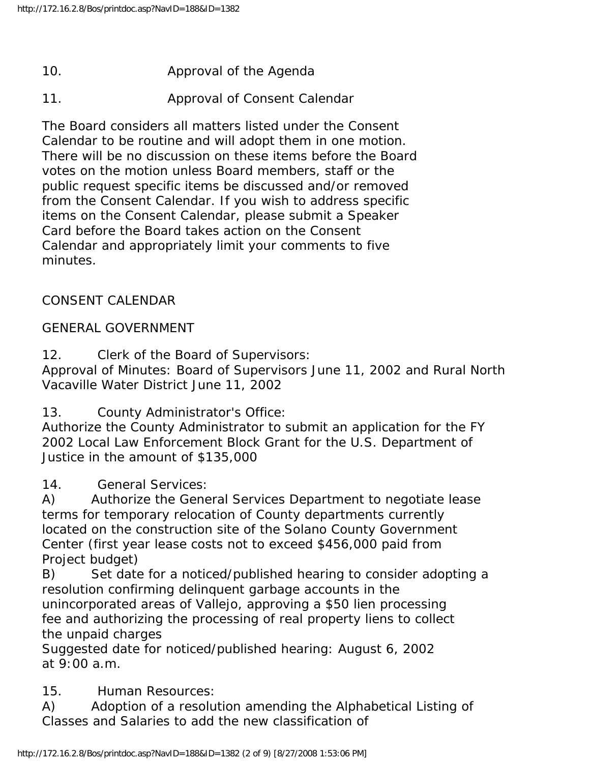10. Approval of the Agenda

11. Approval of Consent Calendar

The Board considers all matters listed under the Consent Calendar to be routine and will adopt them in one motion. There will be no discussion on these items before the Board votes on the motion unless Board members, staff or the public request specific items be discussed and/or removed from the Consent Calendar. If you wish to address specific items on the Consent Calendar, please submit a Speaker Card before the Board takes action on the Consent Calendar and appropriately limit your comments to five minutes.

CONSENT CALENDAR

GENERAL GOVERNMENT

12. Clerk of the Board of Supervisors:
Approval of Minutes: Board of Supervisors June 11, 2002 and Rural North Vacaville Water District June 11, 2002

13. County Administrator's Office:
Authorize the County Administrator to submit an application for the FY 2002 Local Law Enforcement Block Grant for the U.S. Department of Justice in the amount of $135,000

14. General Services:
A) Authorize the General Services Department to negotiate lease terms for temporary relocation of County departments currently located on the construction site of the Solano County Government Center (first year lease costs not to exceed $456,000 paid from Project budget)
B) Set date for a noticed/published hearing to consider adopting a resolution confirming delinquent garbage accounts in the unincorporated areas of Vallejo, approving a $50 lien processing fee and authorizing the processing of real property liens to collect the unpaid charges
Suggested date for noticed/published hearing: August 6, 2002 at 9:00 a.m.

15. Human Resources:
A) Adoption of a resolution amending the Alphabetical Listing of Classes and Salaries to add the new classification of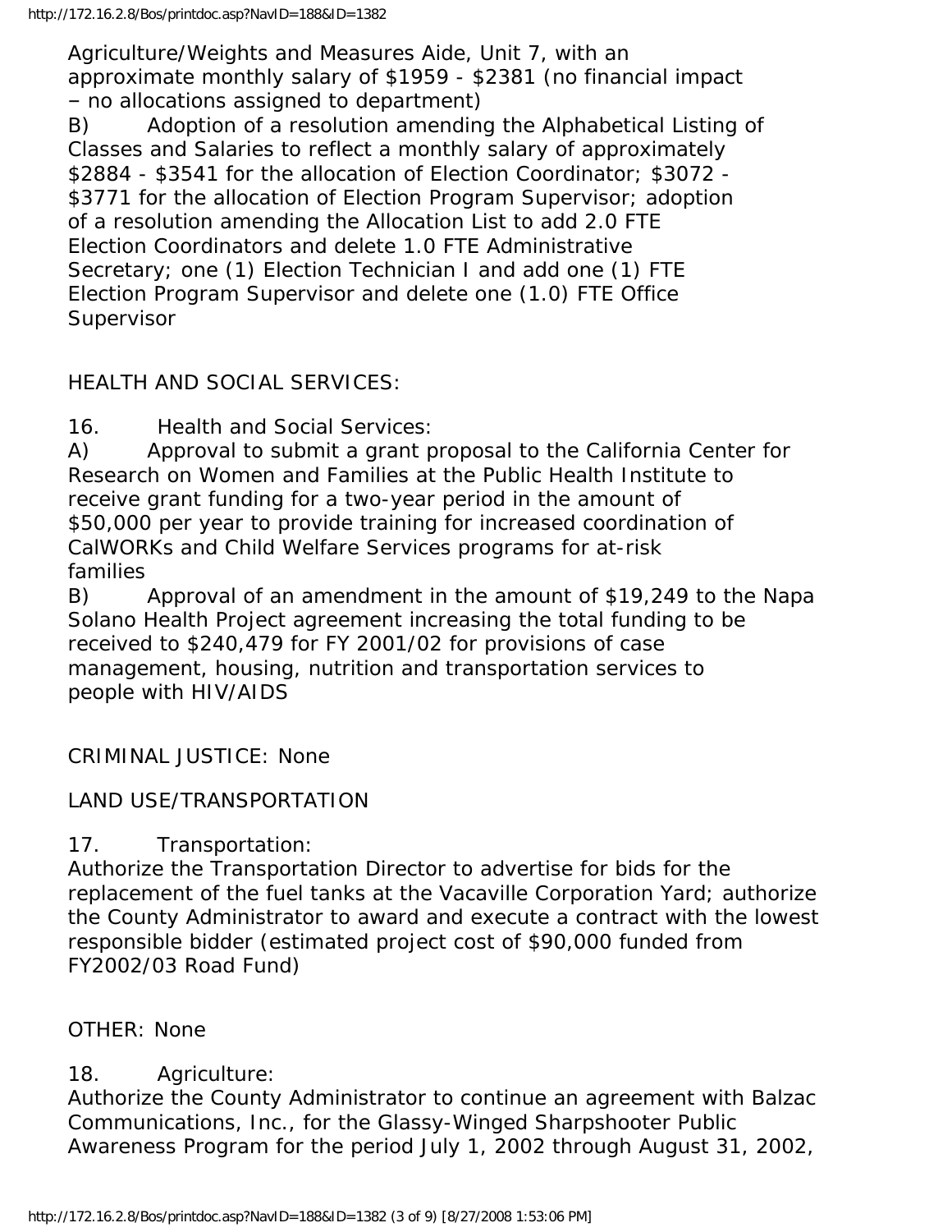Agriculture/Weights and Measures Aide, Unit 7, with an approximate monthly salary of $1959 - $2381 (no financial impact – no allocations assigned to department)

B) Adoption of a resolution amending the Alphabetical Listing of Classes and Salaries to reflect a monthly salary of approximately $2884 - $3541 for the allocation of Election Coordinator; $3072 - $3771 for the allocation of Election Program Supervisor; adoption of a resolution amending the Allocation List to add 2.0 FTE Election Coordinators and delete 1.0 FTE Administrative Secretary; one (1) Election Technician I and add one (1) FTE Election Program Supervisor and delete one (1.0) FTE Office Supervisor

HEALTH AND SOCIAL SERVICES:

16. Health and Social Services:

A) Approval to submit a grant proposal to the California Center for Research on Women and Families at the Public Health Institute to receive grant funding for a two-year period in the amount of $50,000 per year to provide training for increased coordination of CalWORKs and Child Welfare Services programs for at-risk families

B) Approval of an amendment in the amount of $19,249 to the Napa Solano Health Project agreement increasing the total funding to be received to $240,479 for FY 2001/02 for provisions of case management, housing, nutrition and transportation services to people with HIV/AIDS

CRIMINAL JUSTICE: None

LAND USE/TRANSPORTATION

17. Transportation:

Authorize the Transportation Director to advertise for bids for the replacement of the fuel tanks at the Vacaville Corporation Yard; authorize the County Administrator to award and execute a contract with the lowest responsible bidder (estimated project cost of $90,000 funded from FY2002/03 Road Fund)

OTHER: None

18. Agriculture:

Authorize the County Administrator to continue an agreement with Balzac Communications, Inc., for the Glassy-Winged Sharpshooter Public Awareness Program for the period July 1, 2002 through August 31, 2002,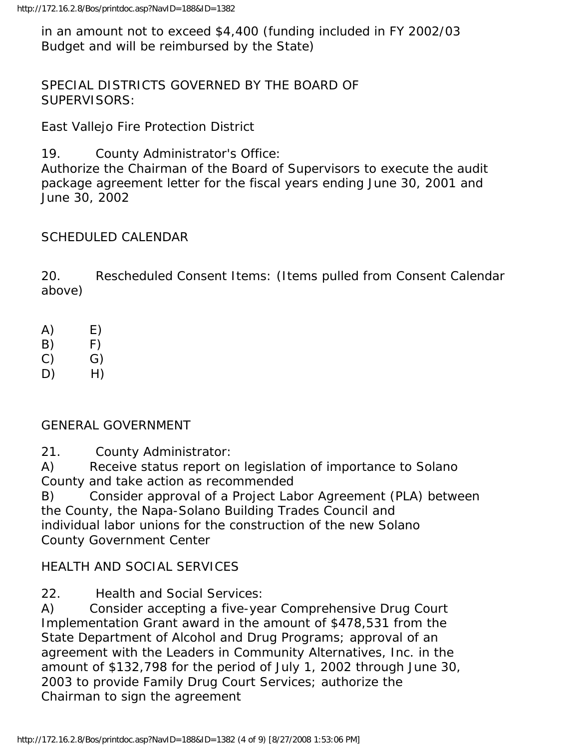in an amount not to exceed $4,400 (funding included in FY 2002/03 Budget and will be reimbursed by the State)

SPECIAL DISTRICTS GOVERNED BY THE BOARD OF SUPERVISORS:

East Vallejo Fire Protection District

19. County Administrator's Office:
Authorize the Chairman of the Board of Supervisors to execute the audit package agreement letter for the fiscal years ending June 30, 2001 and June 30, 2002

SCHEDULED CALENDAR

20. Rescheduled Consent Items: (Items pulled from Consent Calendar above)

A) E)
B) F)
C) G)
D) H)

GENERAL GOVERNMENT

21. County Administrator:
A) Receive status report on legislation of importance to Solano County and take action as recommended
B) Consider approval of a Project Labor Agreement (PLA) between the County, the Napa-Solano Building Trades Council and individual labor unions for the construction of the new Solano County Government Center

HEALTH AND SOCIAL SERVICES

22. Health and Social Services:
A) Consider accepting a five-year Comprehensive Drug Court Implementation Grant award in the amount of $478,531 from the State Department of Alcohol and Drug Programs; approval of an agreement with the Leaders in Community Alternatives, Inc. in the amount of $132,798 for the period of July 1, 2002 through June 30, 2003 to provide Family Drug Court Services; authorize the Chairman to sign the agreement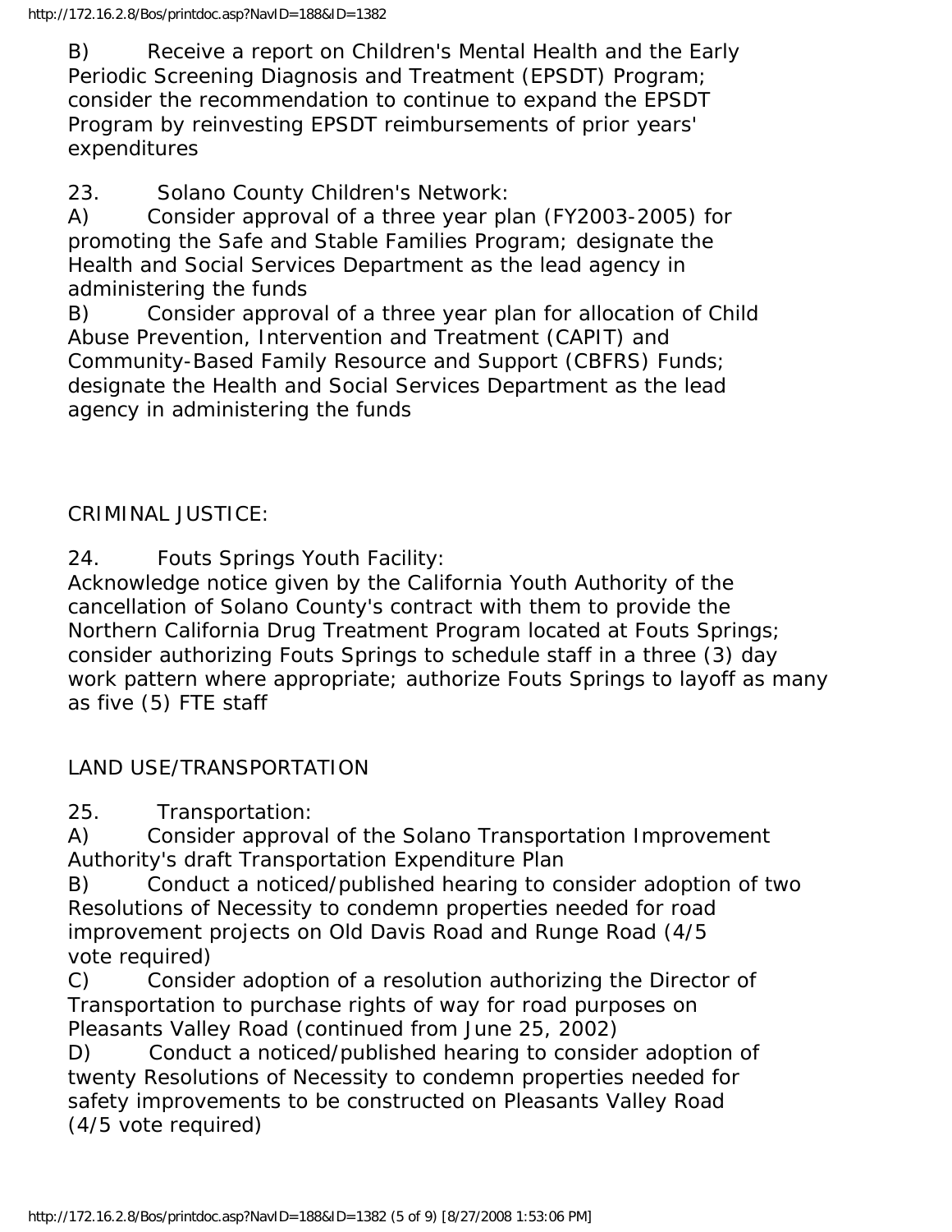B) Receive a report on Children's Mental Health and the Early Periodic Screening Diagnosis and Treatment (EPSDT) Program; consider the recommendation to continue to expand the EPSDT Program by reinvesting EPSDT reimbursements of prior years' expenditures

23. Solano County Children's Network:

A) Consider approval of a three year plan (FY2003-2005) for promoting the Safe and Stable Families Program; designate the Health and Social Services Department as the lead agency in administering the funds

B) Consider approval of a three year plan for allocation of Child Abuse Prevention, Intervention and Treatment (CAPIT) and Community-Based Family Resource and Support (CBFRS) Funds; designate the Health and Social Services Department as the lead agency in administering the funds

CRIMINAL JUSTICE:

24. Fouts Springs Youth Facility:

Acknowledge notice given by the California Youth Authority of the cancellation of Solano County's contract with them to provide the Northern California Drug Treatment Program located at Fouts Springs; consider authorizing Fouts Springs to schedule staff in a three (3) day work pattern where appropriate; authorize Fouts Springs to layoff as many as five (5) FTE staff

LAND USE/TRANSPORTATION

25. Transportation:

A) Consider approval of the Solano Transportation Improvement Authority's draft Transportation Expenditure Plan

B) Conduct a noticed/published hearing to consider adoption of two Resolutions of Necessity to condemn properties needed for road improvement projects on Old Davis Road and Runge Road (4/5 vote required)

C) Consider adoption of a resolution authorizing the Director of Transportation to purchase rights of way for road purposes on Pleasants Valley Road (continued from June 25, 2002)

D) Conduct a noticed/published hearing to consider adoption of twenty Resolutions of Necessity to condemn properties needed for safety improvements to be constructed on Pleasants Valley Road (4/5 vote required)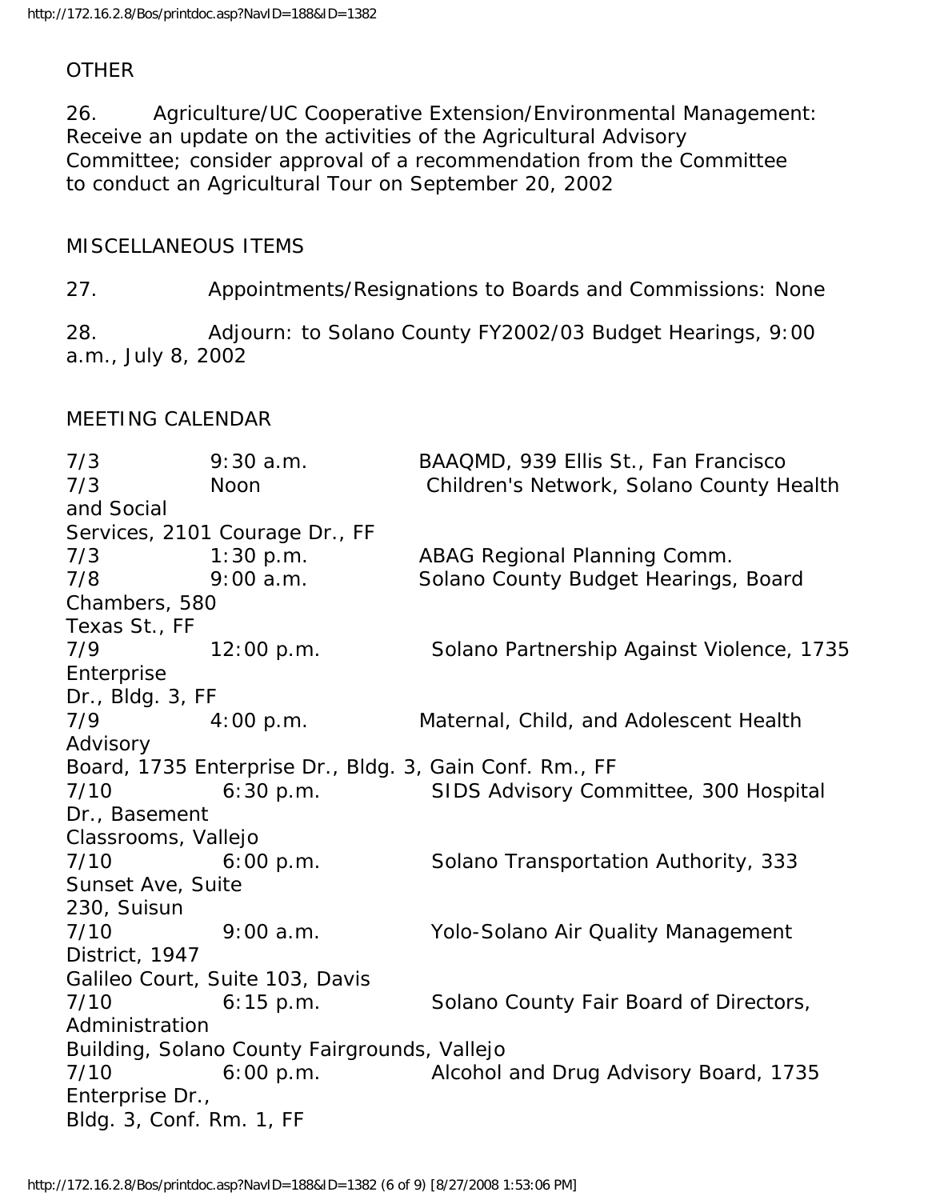OTHER

26. Agriculture/UC Cooperative Extension/Environmental Management: Receive an update on the activities of the Agricultural Advisory Committee; consider approval of a recommendation from the Committee to conduct an Agricultural Tour on September 20, 2002

MISCELLANEOUS ITEMS

27. Appointments/Resignations to Boards and Commissions: None

28. Adjourn: to Solano County FY2002/03 Budget Hearings, 9:00 a.m., July 8, 2002

MEETING CALENDAR

| | | |
|---|---|---|
| 7/3 | 9:30 a.m. | BAAQMD, 939 Ellis St., Fan Francisco |
| 7/3 | Noon | Children's Network, Solano County Health and Social Services, 2101 Courage Dr., FF |
| 7/3 | 1:30 p.m. | ABAG Regional Planning Comm. |
| 7/8 | 9:00 a.m. | Solano County Budget Hearings, Board Chambers, 580 Texas St., FF |
| 7/9 | 12:00 p.m. | Solano Partnership Against Violence, 1735 Enterprise Dr., Bldg. 3, FF |
| 7/9 | 4:00 p.m. | Maternal, Child, and Adolescent Health Advisory Board, 1735 Enterprise Dr., Bldg. 3, Gain Conf. Rm., FF |
| 7/10 | 6:30 p.m. | SIDS Advisory Committee, 300 Hospital Dr., Basement Classrooms, Vallejo |
| 7/10 | 6:00 p.m. | Solano Transportation Authority, 333 Sunset Ave, Suite 230, Suisun |
| 7/10 | 9:00 a.m. | Yolo-Solano Air Quality Management District, 1947 Galileo Court, Suite 103, Davis |
| 7/10 | 6:15 p.m. | Solano County Fair Board of Directors, Administration Building, Solano County Fairgrounds, Vallejo |
| 7/10 | 6:00 p.m. | Alcohol and Drug Advisory Board, 1735 Enterprise Dr., Bldg. 3, Conf. Rm. 1, FF |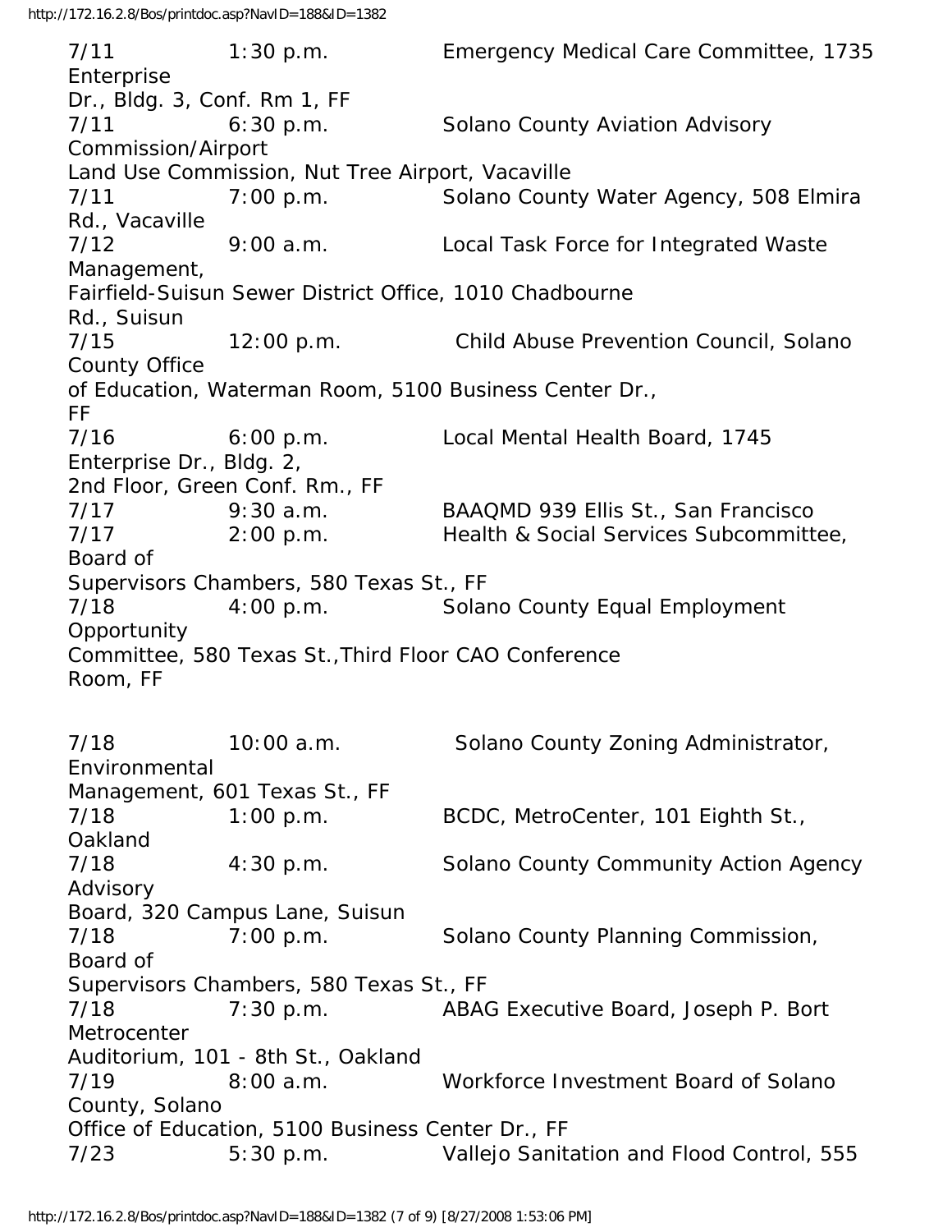7/11 1:30 p.m. Emergency Medical Care Committee, 1735 Enterprise Dr., Bldg. 3, Conf. Rm 1, FF

7/11 6:30 p.m. Solano County Aviation Advisory Commission/Airport Land Use Commission, Nut Tree Airport, Vacaville

7/11 7:00 p.m. Solano County Water Agency, 508 Elmira Rd., Vacaville

7/12 9:00 a.m. Local Task Force for Integrated Waste Management, Fairfield-Suisun Sewer District Office, 1010 Chadbourne Rd., Suisun

7/15 12:00 p.m. Child Abuse Prevention Council, Solano County Office of Education, Waterman Room, 5100 Business Center Dr., FF

7/16 6:00 p.m. Local Mental Health Board, 1745 Enterprise Dr., Bldg. 2, 2nd Floor, Green Conf. Rm., FF

7/17 9:30 a.m. BAAQMD 939 Ellis St., San Francisco

7/17 2:00 p.m. Health & Social Services Subcommittee, Board of Supervisors Chambers, 580 Texas St., FF

7/18 4:00 p.m. Solano County Equal Employment Opportunity Committee, 580 Texas St.,Third Floor CAO Conference Room, FF

7/18 10:00 a.m. Solano County Zoning Administrator, Environmental Management, 601 Texas St., FF

7/18 1:00 p.m. BCDC, MetroCenter, 101 Eighth St., Oakland

7/18 4:30 p.m. Solano County Community Action Agency Advisory Board, 320 Campus Lane, Suisun

7/18 7:00 p.m. Solano County Planning Commission, Board of Supervisors Chambers, 580 Texas St., FF

7/18 7:30 p.m. ABAG Executive Board, Joseph P. Bort Metrocenter Auditorium, 101 - 8th St., Oakland

7/19 8:00 a.m. Workforce Investment Board of Solano County, Solano Office of Education, 5100 Business Center Dr., FF

7/23 5:30 p.m. Vallejo Sanitation and Flood Control, 555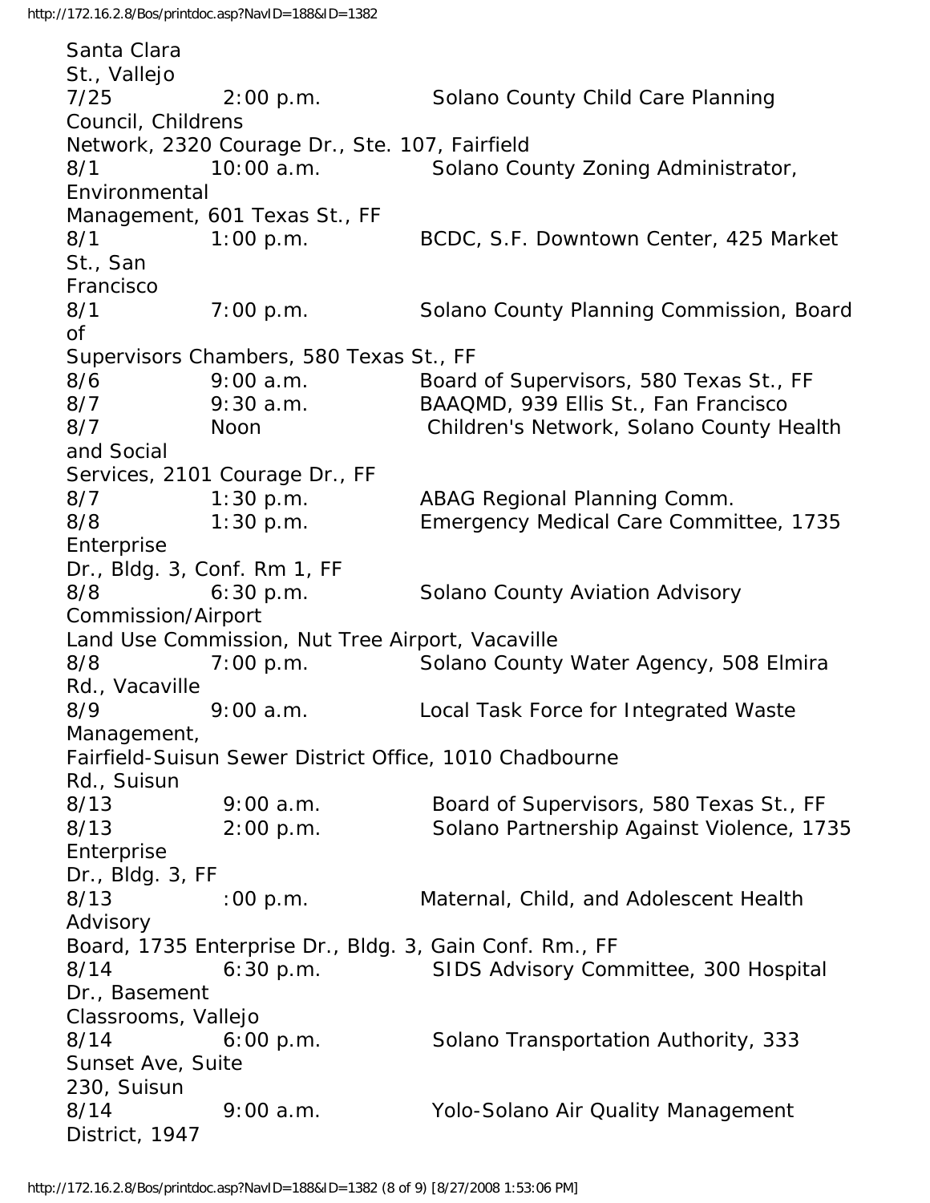Santa Clara St., Vallejo

7/25 2:00 p.m. Solano County Child Care Planning Council, Childrens Network, 2320 Courage Dr., Ste. 107, Fairfield

8/1 10:00 a.m. Solano County Zoning Administrator, Environmental Management, 601 Texas St., FF

8/1 1:00 p.m. BCDC, S.F. Downtown Center, 425 Market St., San Francisco

8/1 7:00 p.m. Solano County Planning Commission, Board of Supervisors Chambers, 580 Texas St., FF

8/6 9:00 a.m. Board of Supervisors, 580 Texas St., FF

8/7 9:30 a.m. BAAQMD, 939 Ellis St., Fan Francisco

8/7 Noon Children's Network, Solano County Health and Social Services, 2101 Courage Dr., FF

8/7 1:30 p.m. ABAG Regional Planning Comm.

8/8 1:30 p.m. Emergency Medical Care Committee, 1735 Enterprise Dr., Bldg. 3, Conf. Rm 1, FF

8/8 6:30 p.m. Solano County Aviation Advisory Commission/Airport Land Use Commission, Nut Tree Airport, Vacaville

8/8 7:00 p.m. Solano County Water Agency, 508 Elmira Rd., Vacaville

8/9 9:00 a.m. Local Task Force for Integrated Waste Management, Fairfield-Suisun Sewer District Office, 1010 Chadbourne Rd., Suisun

8/13 9:00 a.m. Board of Supervisors, 580 Texas St., FF

8/13 2:00 p.m. Solano Partnership Against Violence, 1735 Enterprise Dr., Bldg. 3, FF

8/13 :00 p.m. Maternal, Child, and Adolescent Health Advisory Board, 1735 Enterprise Dr., Bldg. 3, Gain Conf. Rm., FF

8/14 6:30 p.m. SIDS Advisory Committee, 300 Hospital Dr., Basement Classrooms, Vallejo

8/14 6:00 p.m. Solano Transportation Authority, 333 Sunset Ave, Suite 230, Suisun

8/14 9:00 a.m. Yolo-Solano Air Quality Management District, 1947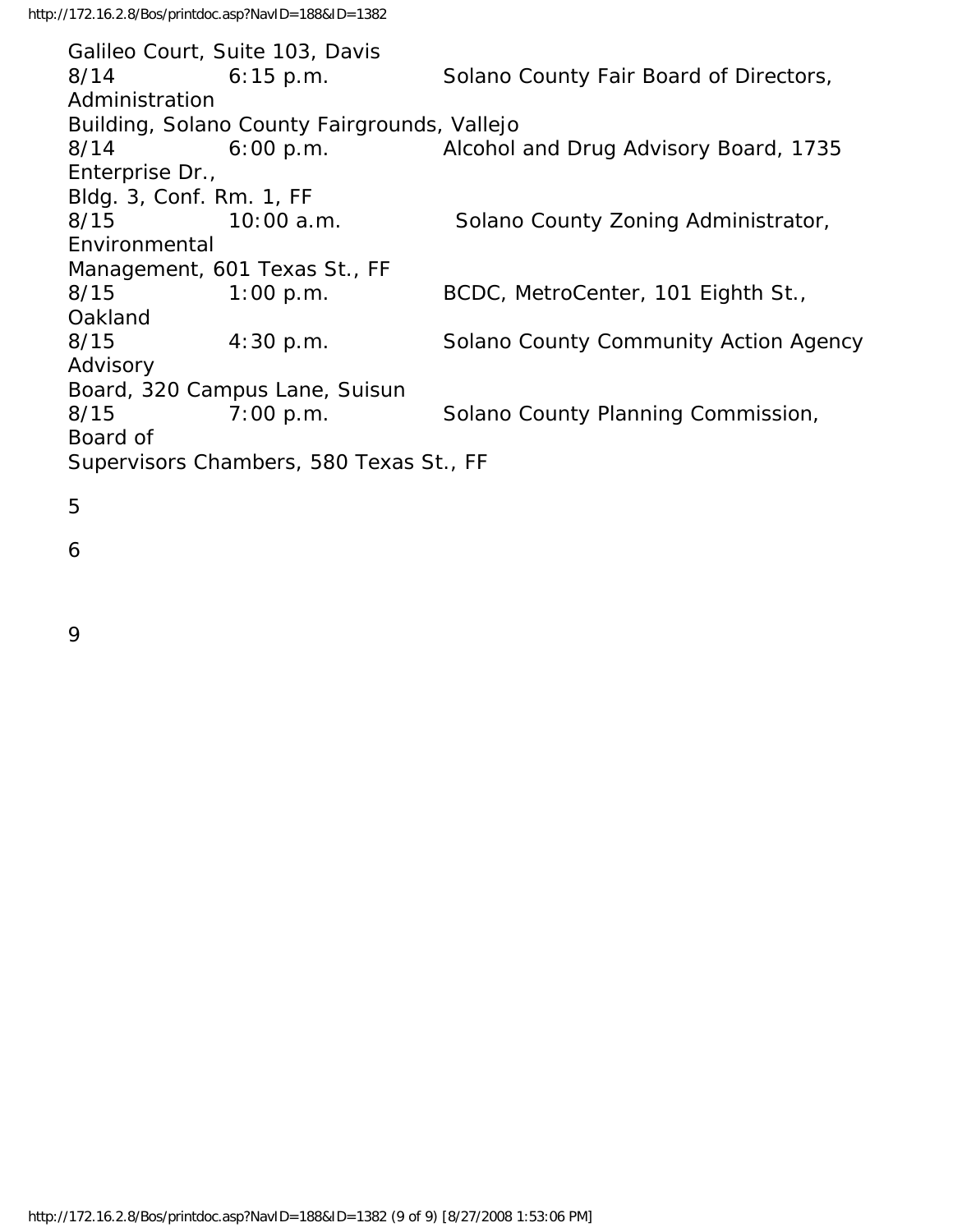Galileo Court, Suite 103, Davis
8/14 6:15 p.m. Solano County Fair Board of Directors, Administration
Building, Solano County Fairgrounds, Vallejo
8/14 6:00 p.m. Alcohol and Drug Advisory Board, 1735 Enterprise Dr.,
Bldg. 3, Conf. Rm. 1, FF
8/15 10:00 a.m. Solano County Zoning Administrator, Environmental
Management, 601 Texas St., FF
8/15 1:00 p.m. BCDC, MetroCenter, 101 Eighth St., Oakland
8/15 4:30 p.m. Solano County Community Action Agency Advisory
Board, 320 Campus Lane, Suisun
8/15 7:00 p.m. Solano County Planning Commission, Board of
Supervisors Chambers, 580 Texas St., FF

5

6

9